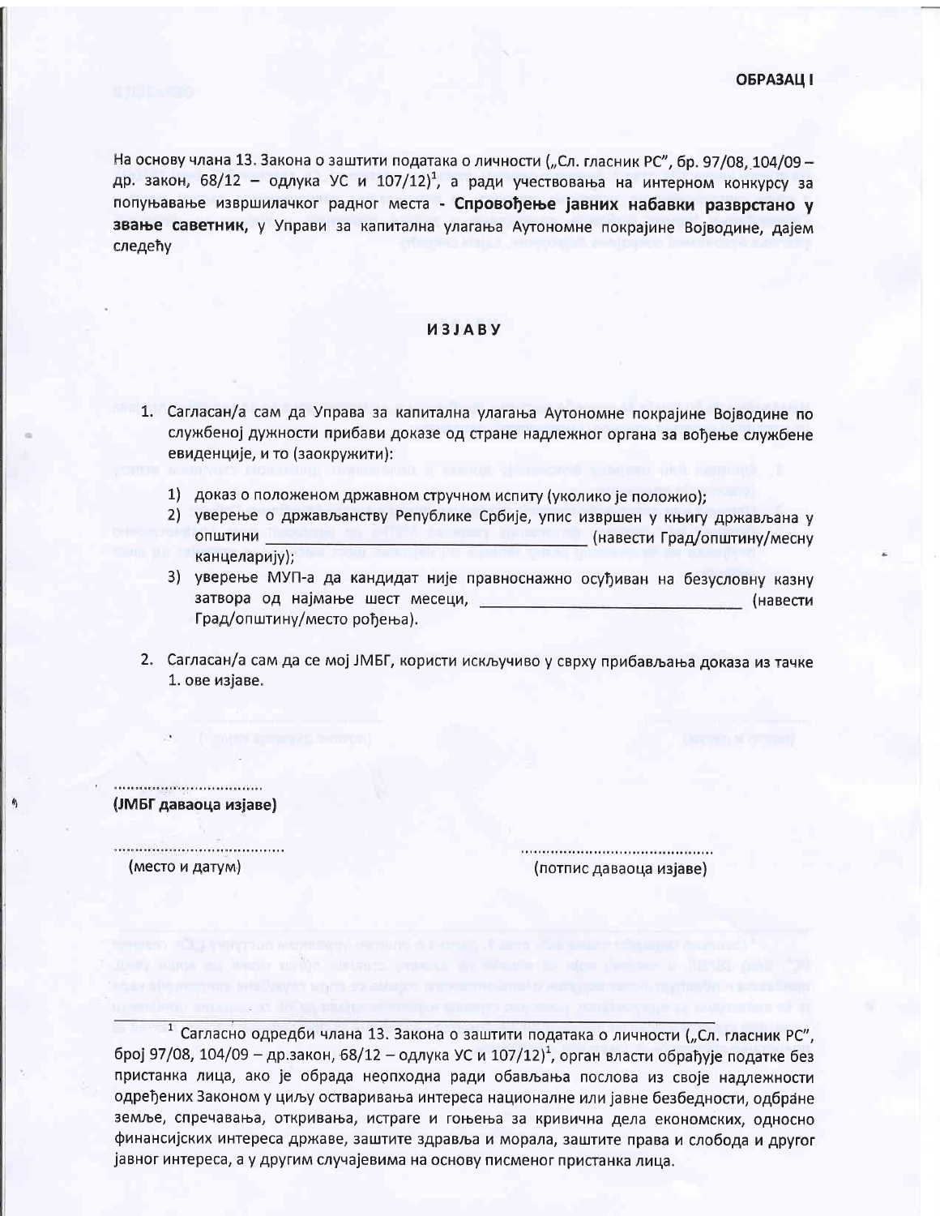**ОБРАЗАЦ I**

На основу члана 13. Закона о заштити података о личности („Сл. гласник РС", бр. 97/08, 104/09 – др. закон, 68/12 – одлука УС и 107/12)[1], а ради учествовања на интерном конкурсу за попуњавање извршилачког радног места - **Спровођење јавних набавки разврстано у звање саветник,** у Управи за капитална улагања Аутономне покрајине Војводине, дајем следећу

## ИЗЈАВУ

1. Сагласан/а сам да Управа за капитална улагања Аутономне покрајине Војводине по службеној дужности прибави доказе од стране надлежног органа за вођење службене евиденције, и то (заокружити):
   1) доказ о положеном државном стручном испиту (уколико је положио);
   2) уверење о држављанству Републике Србије, упис извршен у књигу држављана у општини \_\_\_\_\_\_\_\_\_\_\_\_\_\_\_\_ (навести Град/општину/месну канцеларију);
   3) уверење МУП-а да кандидат није правноснажно осуђиван на безусловну казну затвора од најмање шест месеци, \_\_\_\_\_\_\_\_\_\_\_\_\_\_\_\_ (навести Град/општину/место рођења).

2. Сагласан/а сам да се мој ЈМБГ, користи искључиво у сврху прибављања доказа из тачке 1. ове изјаве.

..................................
**(ЈМБГ даваоца изјаве)**

..................................
(место и датум)

..................................
(потпис даваоца изјаве)

---

[1] Сагласно одредби члана 13. Закона о заштити података о личности („Сл. гласник РС", број 97/08, 104/09 – др.закон, 68/12 – одлука УС и 107/12)[1], орган власти обрађује податке без пристанка лица, ако је обрада неопходна ради обављања послова из своје надлежности одређених Законом у циљу остваривања интереса националне или јавне безбедности, одбране земље, спречавања, откривања, истраге и гоњења за кривична дела економских, односно финансијских интереса државе, заштите здравља и морала, заштите права и слобода и другог јавног интереса, а у другим случајевима на основу писменог пристанка лица.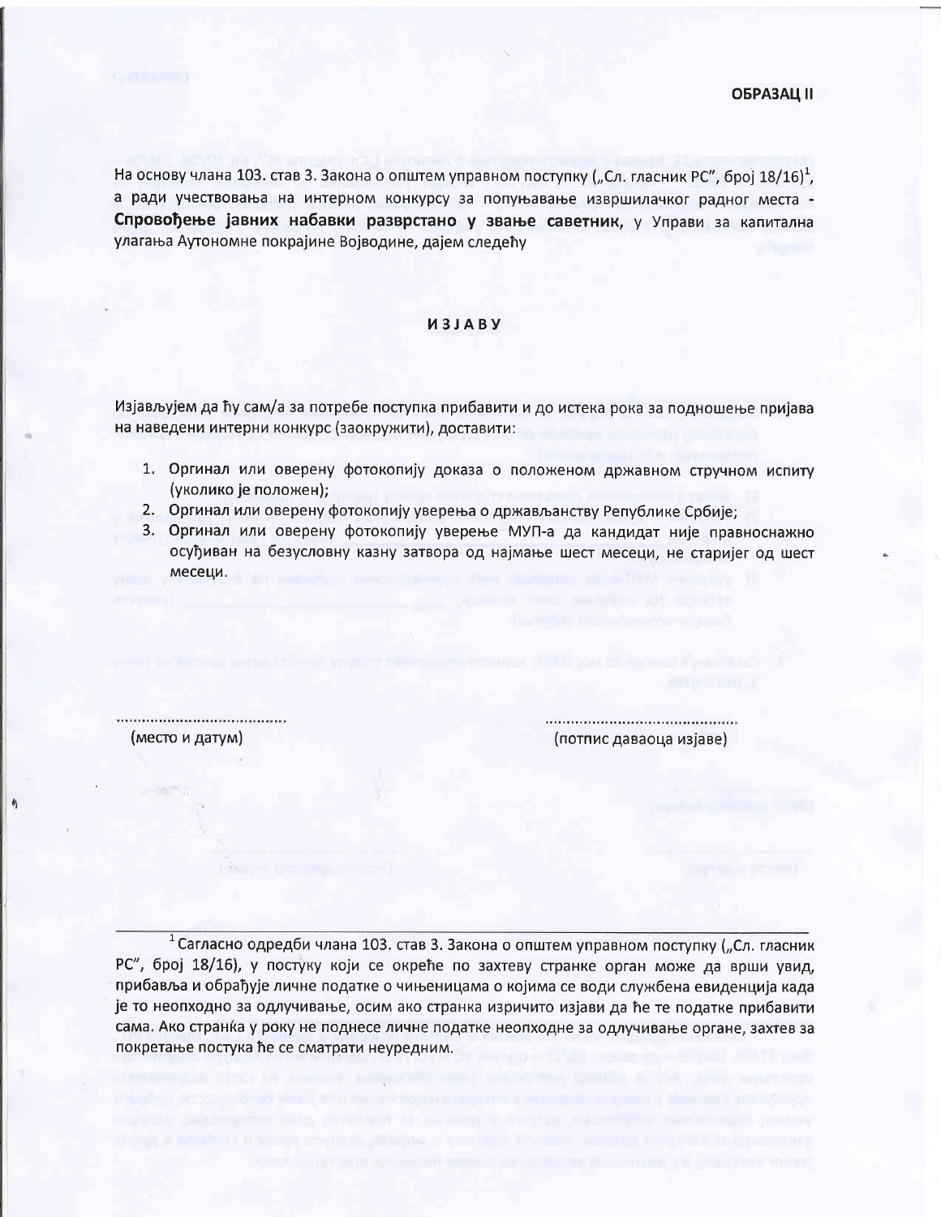**ОБРАЗАЦ II**

На основу члана 103. став 3. Закона о општем управном поступку („Сл. гласник РС", број 18/16)[1], а ради учествовања на интерном конкурсу за попуњавање извршилачког радног места - **Спровођење јавних набавки разврстано у звање саветник,** у Управи за капитална улагања Аутономне покрајине Војводине, дајем следећу

**И З Ј А В У**

Изјављујем да ћу сам/а за потребе поступка прибавити и до истека рока за подношење пријава на наведени интерни конкурс (заокружити), доставити:

1. Оргинал или оверену фотокопију доказа о положеном државном стручном испиту (уколико је положен);
2. Оргинал или оверену фотокопију уверења о држављанству Републике Србије;
3. Оргинал или оверену фотокопију уверење МУП-а да кандидат није правноснажно осуђиван на безусловну казну затвора од најмање шест месеци, не старијег од шест месеци.

.......................................
(место и датум)

...........................................
(потпис даваоца изјаве)

---

[1] Сагласно одредби члана 103. став 3. Закона о општем управном поступку („Сл. гласник РС", број 18/16), у постуку који се окреће по захтеву странке орган може да врши увид, прибавља и обрађује личне податке о чињеницама о којима се води службена евиденција када је то неопходно за одлучивање, осим ако странка изричито изјави да ће те податке прибавити сама. Ако странка у року не поднесе личне податке неопходне за одлучивање органе, захтев за покретање постука ће се сматрати неуредним.